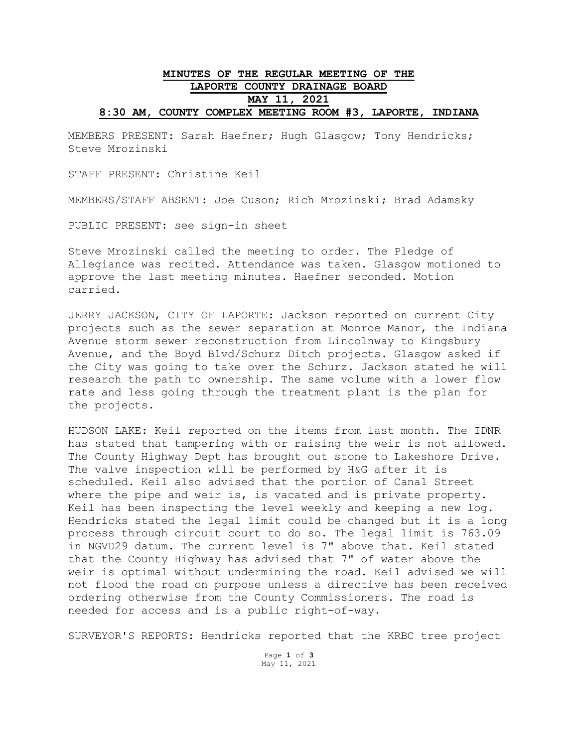# MINUTES OF THE REGULAR MEETING OF THE LAPORTE COUNTY DRAINAGE BOARD MAY 11, 2021

## 8:30 AM, COUNTY COMPLEX MEETING ROOM #3, LAPORTE, INDIANA

MEMBERS PRESENT: Sarah Haefner; Hugh Glasgow; Tony Hendricks; Steve Mrozinski

STAFF PRESENT: Christine Keil

MEMBERS/STAFF ABSENT: Joe Cuson; Rich Mrozinski; Brad Adamsky

PUBLIC PRESENT: see sign-in sheet

Steve Mrozinski called the meeting to order. The Pledge of Allegiance was recited. Attendance was taken. Glasgow motioned to approve the last meeting minutes. Haefner seconded. Motion carried.

JERRY JACKSON, CITY OF LAPORTE: Jackson reported on current City projects such as the sewer separation at Monroe Manor, the Indiana Avenue storm sewer reconstruction from Lincolnway to Kingsbury Avenue, and the Boyd Blvd/Schurz Ditch projects. Glasgow asked if the City was going to take over the Schurz. Jackson stated he will research the path to ownership. The same volume with a lower flow rate and less going through the treatment plant is the plan for the projects.

HUDSON LAKE: Keil reported on the items from last month. The IDNR has stated that tampering with or raising the weir is not allowed. The County Highway Dept has brought out stone to Lakeshore Drive. The valve inspection will be performed by H&G after it is scheduled. Keil also advised that the portion of Canal Street where the pipe and weir is, is vacated and is private property. Keil has been inspecting the level weekly and keeping a new log. Hendricks stated the legal limit could be changed but it is a long process through circuit court to do so. The legal limit is 763.09 in NGVD29 datum. The current level is 7" above that. Keil stated that the County Highway has advised that 7" of water above the weir is optimal without undermining the road. Keil advised we will not flood the road on purpose unless a directive has been received ordering otherwise from the County Commissioners. The road is needed for access and is a public right-of-way.

SURVEYOR'S REPORTS: Hendricks reported that the KRBC tree project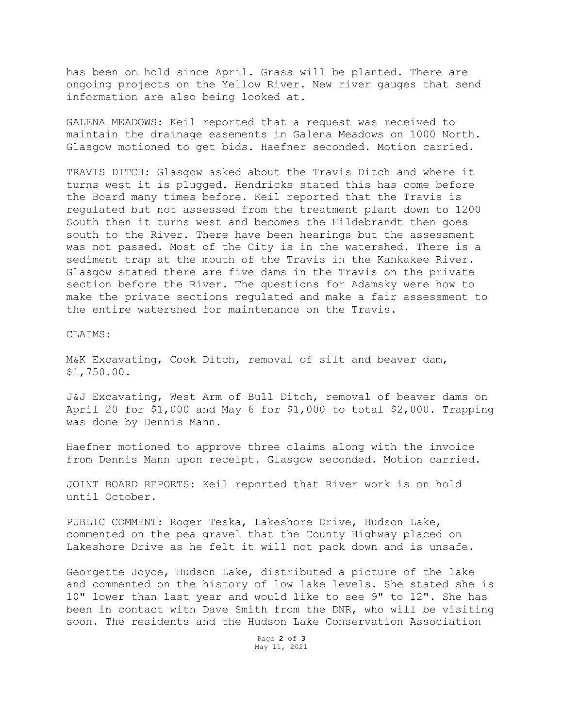has been on hold since April. Grass will be planted. There are ongoing projects on the Yellow River. New river gauges that send information are also being looked at.

GALENA MEADOWS: Keil reported that a request was received to maintain the drainage easements in Galena Meadows on 1000 North. Glasgow motioned to get bids. Haefner seconded. Motion carried.

TRAVIS DITCH: Glasgow asked about the Travis Ditch and where it turns west it is plugged. Hendricks stated this has come before the Board many times before. Keil reported that the Travis is regulated but not assessed from the treatment plant down to 1200 South then it turns west and becomes the Hildebrandt then goes south to the River. There have been hearings but the assessment was not passed. Most of the City is in the watershed. There is a sediment trap at the mouth of the Travis in the Kankakee River. Glasgow stated there are five dams in the Travis on the private section before the River. The questions for Adamsky were how to make the private sections regulated and make a fair assessment to the entire watershed for maintenance on the Travis.

CLAIMS:

M&K Excavating, Cook Ditch, removal of silt and beaver dam, $1,750.00.

J&J Excavating, West Arm of Bull Ditch, removal of beaver dams on April 20 for $1,000 and May 6 for $1,000 to total $2,000. Trapping was done by Dennis Mann.

Haefner motioned to approve three claims along with the invoice from Dennis Mann upon receipt. Glasgow seconded. Motion carried.

JOINT BOARD REPORTS: Keil reported that River work is on hold until October.

PUBLIC COMMENT: Roger Teska, Lakeshore Drive, Hudson Lake, commented on the pea gravel that the County Highway placed on Lakeshore Drive as he felt it will not pack down and is unsafe.

Georgette Joyce, Hudson Lake, distributed a picture of the lake and commented on the history of low lake levels. She stated she is 10" lower than last year and would like to see 9" to 12". She has been in contact with Dave Smith from the DNR, who will be visiting soon. The residents and the Hudson Lake Conservation Association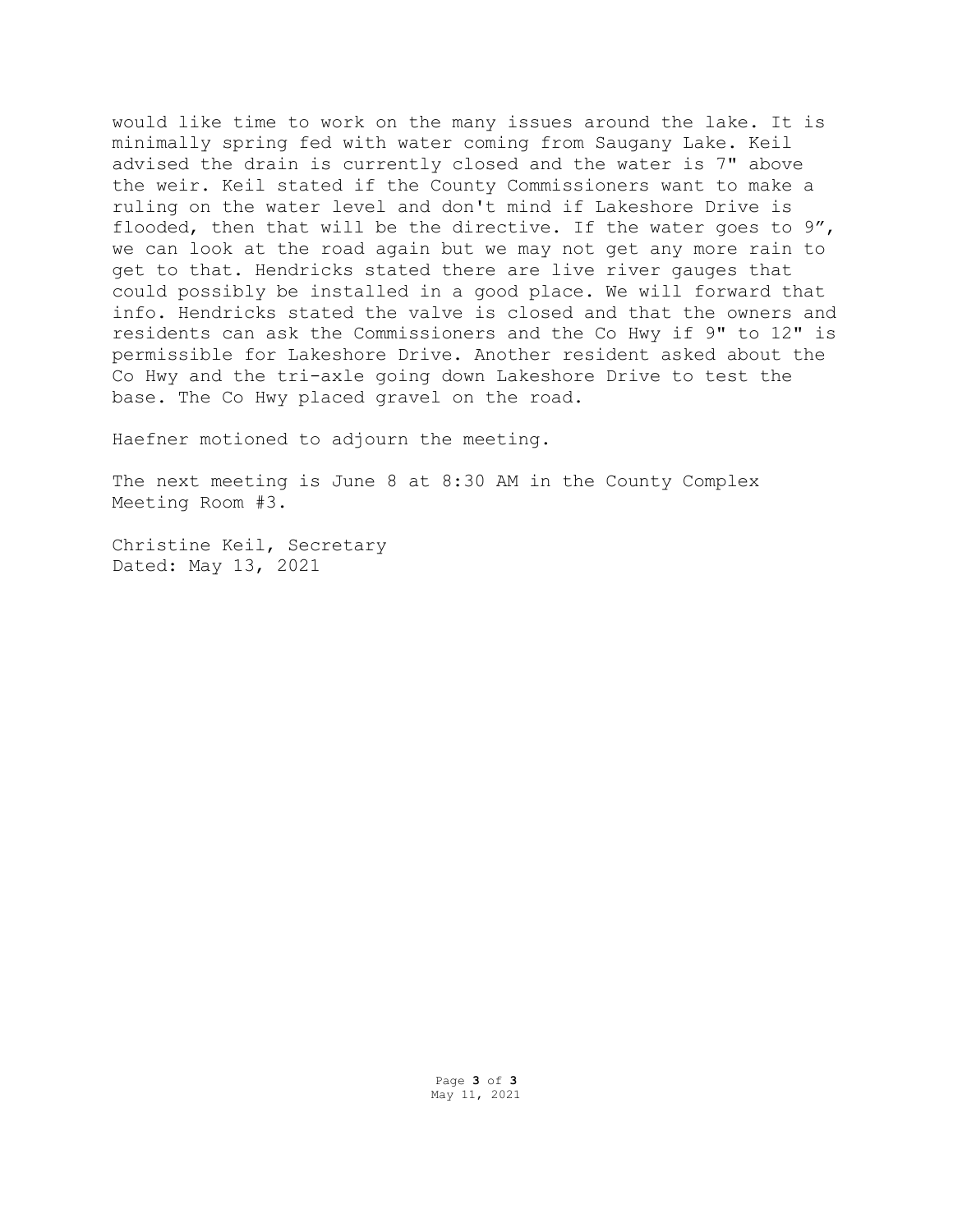would like time to work on the many issues around the lake. It is minimally spring fed with water coming from Saugany Lake. Keil advised the drain is currently closed and the water is 7" above the weir. Keil stated if the County Commissioners want to make a ruling on the water level and don't mind if Lakeshore Drive is flooded, then that will be the directive. If the water goes to 9", we can look at the road again but we may not get any more rain to get to that. Hendricks stated there are live river gauges that could possibly be installed in a good place. We will forward that info. Hendricks stated the valve is closed and that the owners and residents can ask the Commissioners and the Co Hwy if 9" to 12" is permissible for Lakeshore Drive. Another resident asked about the Co Hwy and the tri-axle going down Lakeshore Drive to test the base. The Co Hwy placed gravel on the road.

Haefner motioned to adjourn the meeting.

The next meeting is June 8 at 8:30 AM in the County Complex Meeting Room #3.

Christine Keil, Secretary
Dated: May 13, 2021